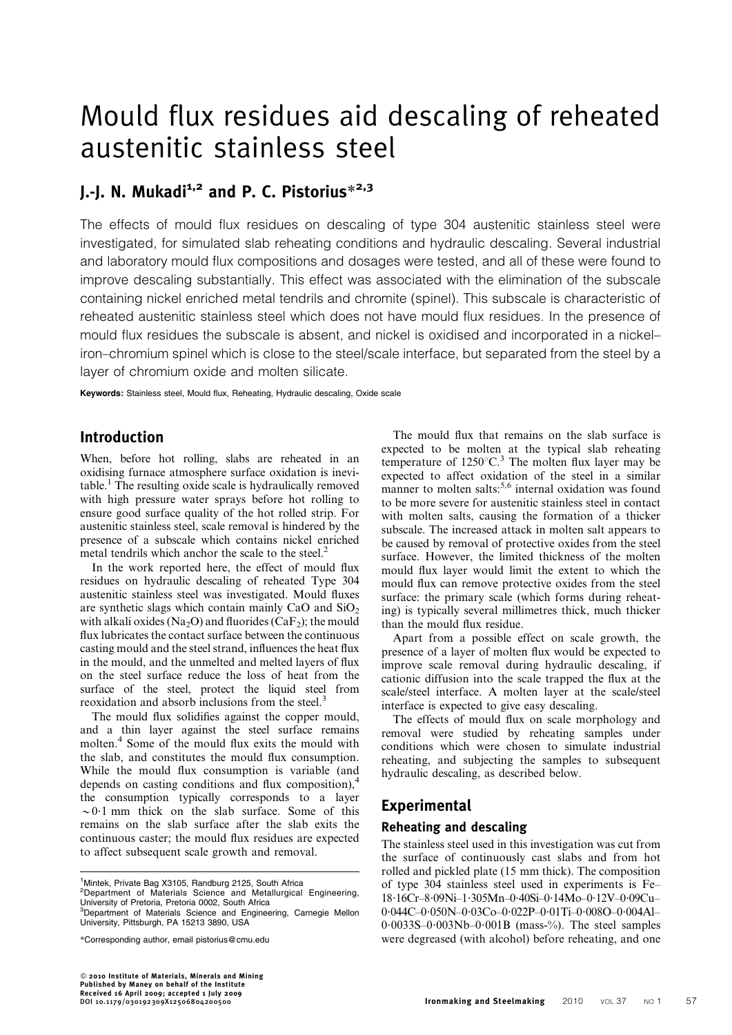# Mould flux residues aid descaling of reheated austenitic stainless steel

## J.-J. N. Mukadi[1,2] and P. C. Pistorius*[2,3]

The effects of mould flux residues on descaling of type 304 austenitic stainless steel were investigated, for simulated slab reheating conditions and hydraulic descaling. Several industrial and laboratory mould flux compositions and dosages were tested, and all of these were found to improve descaling substantially. This effect was associated with the elimination of the subscale containing nickel enriched metal tendrils and chromite (spinel). This subscale is characteristic of reheated austenitic stainless steel which does not have mould flux residues. In the presence of mould flux residues the subscale is absent, and nickel is oxidised and incorporated in a nickel–iron–chromium spinel which is close to the steel/scale interface, but separated from the steel by a layer of chromium oxide and molten silicate.

**Keywords:** Stainless steel, Mould flux, Reheating, Hydraulic descaling, Oxide scale

## Introduction

When, before hot rolling, slabs are reheated in an oxidising furnace atmosphere surface oxidation is inevitable.[1] The resulting oxide scale is hydraulically removed with high pressure water sprays before hot rolling to ensure good surface quality of the hot rolled strip. For austenitic stainless steel, scale removal is hindered by the presence of a subscale which contains nickel enriched metal tendrils which anchor the scale to the steel.[2]

In the work reported here, the effect of mould flux residues on hydraulic descaling of reheated Type 304 austenitic stainless steel was investigated. Mould fluxes are synthetic slags which contain mainly CaO and $SiO_2$ with alkali oxides ($Na_2O$) and fluorides ($CaF_2$); the mould flux lubricates the contact surface between the continuous casting mould and the steel strand, influences the heat flux in the mould, and the unmelted and melted layers of flux on the steel surface reduce the loss of heat from the surface of the steel, protect the liquid steel from reoxidation and absorb inclusions from the steel.[3]

The mould flux solidifies against the copper mould, and a thin layer against the steel surface remains molten.[4] Some of the mould flux exits the mould with the slab, and constitutes the mould flux consumption. While the mould flux consumption is variable (and depends on casting conditions and flux composition),[4] the consumption typically corresponds to a layer ~0·1 mm thick on the slab surface. Some of this remains on the slab surface after the slab exits the continuous caster; the mould flux residues are expected to affect subsequent scale growth and removal.

The mould flux that remains on the slab surface is expected to be molten at the typical slab reheating temperature of 1250°C.[3] The molten flux layer may be expected to affect oxidation of the steel in a similar manner to molten salts:[5,6] internal oxidation was found to be more severe for austenitic stainless steel in contact with molten salts, causing the formation of a thicker subscale. The increased attack in molten salt appears to be caused by removal of protective oxides from the steel surface. However, the limited thickness of the molten mould flux layer would limit the extent to which the mould flux can remove protective oxides from the steel surface: the primary scale (which forms during reheating) is typically several millimetres thick, much thicker than the mould flux residue.

Apart from a possible effect on scale growth, the presence of a layer of molten flux would be expected to improve scale removal during hydraulic descaling, if cationic diffusion into the scale trapped the flux at the scale/steel interface. A molten layer at the scale/steel interface is expected to give easy descaling.

The effects of mould flux on scale morphology and removal were studied by reheating samples under conditions which were chosen to simulate industrial reheating, and subjecting the samples to subsequent hydraulic descaling, as described below.

## Experimental

### Reheating and descaling

The stainless steel used in this investigation was cut from the surface of continuously cast slabs and from hot rolled and pickled plate (15 mm thick). The composition of type 304 stainless steel used in experiments is Fe–18·16Cr–8·09Ni–1·305Mn–0·40Si–0·14Mo–0·12V–0·09Cu–0·044C–0·050N–0·03Co–0·022P–0·01Ti–0·008O–0·004Al–0·0033S–0·003Nb–0·001B (mass-%). The steel samples were degreased (with alcohol) before reheating, and one

[1]Mintek, Private Bag X3105, Randburg 2125, South Africa
[2]Department of Materials Science and Metallurgical Engineering, University of Pretoria, Pretoria 0002, South Africa
[3]Department of Materials Science and Engineering, Carnegie Mellon University, Pittsburgh, PA 15213 3890, USA

*Corresponding author, email pistorius@cmu.edu

© 2010 Institute of Materials, Minerals and Mining
Published by Maney on behalf of the Institute
Received 16 April 2009; accepted 1 July 2009
DOI 10.1179/030192309X12506804200500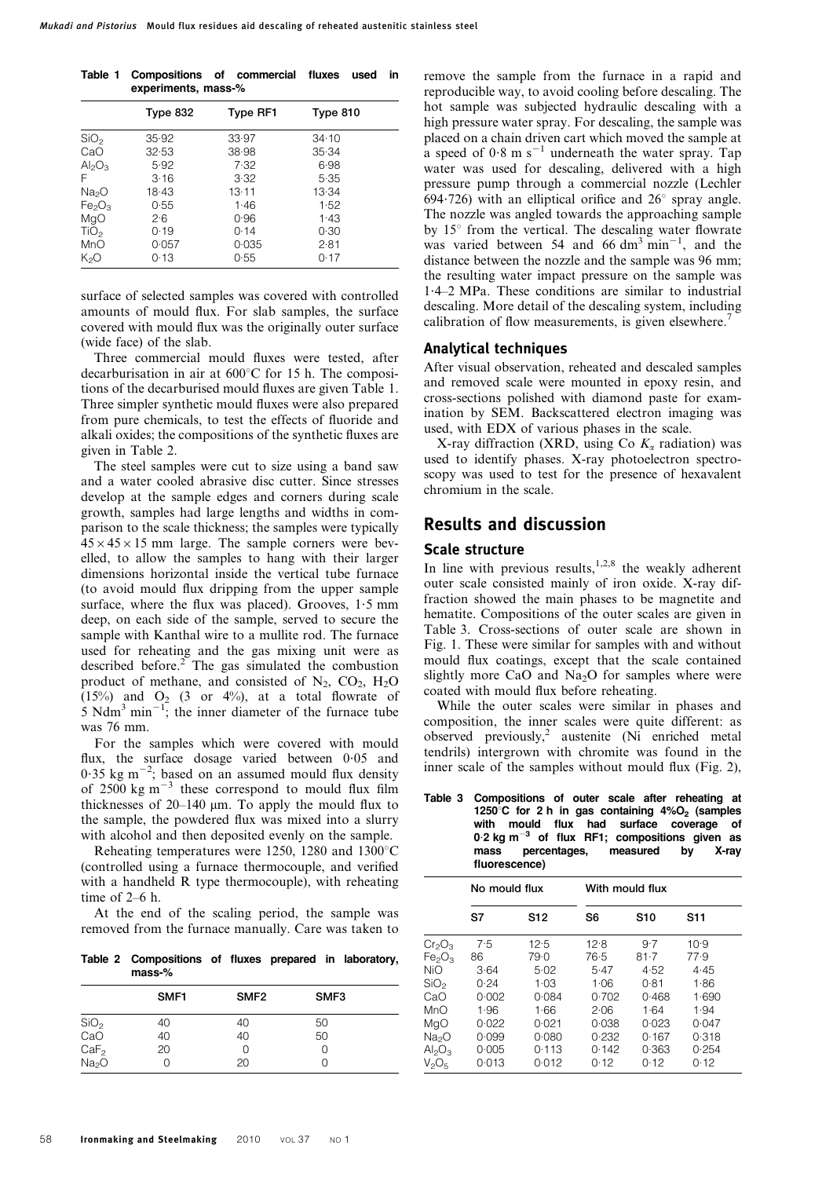Table 1 Compositions of commercial fluxes used in experiments, mass-%

| | Type 832 | Type RF1 | Type 810 |
|---|---|---|---|
| $SiO_2$ | 35·92 | 33·97 | 34·10 |
| CaO | 32·53 | 38·98 | 35·34 |
| $Al_2O_3$ | 5·92 | 7·32 | 6·98 |
| F | 3·16 | 3·32 | 5·35 |
| $Na_2O$ | 18·43 | 13·11 | 13·34 |
| $Fe_2O_3$ | 0·55 | 1·46 | 1·52 |
| MgO | 2·6 | 0·96 | 1·43 |
| $TiO_2$ | 0·19 | 0·14 | 0·30 |
| MnO | 0·057 | 0·035 | 2·81 |
| $K_2O$ | 0·13 | 0·55 | 0·17 |

surface of selected samples was covered with controlled amounts of mould flux. For slab samples, the surface covered with mould flux was the originally outer surface (wide face) of the slab.

Three commercial mould fluxes were tested, after decarburisation in air at 600°C for 15 h. The compositions of the decarburised mould fluxes are given Table 1. Three simpler synthetic mould fluxes were also prepared from pure chemicals, to test the effects of fluoride and alkali oxides; the compositions of the synthetic fluxes are given in Table 2.

The steel samples were cut to size using a band saw and a water cooled abrasive disc cutter. Since stresses develop at the sample edges and corners during scale growth, samples had large lengths and widths in comparison to the scale thickness; the samples were typically $45\times45\times15$ mm large. The sample corners were bevelled, to allow the samples to hang with their larger dimensions horizontal inside the vertical tube furnace (to avoid mould flux dripping from the upper sample surface, where the flux was placed). Grooves, 1·5 mm deep, on each side of the sample, served to secure the sample with Kanthal wire to a mullite rod. The furnace used for reheating and the gas mixing unit were as described before.[2] The gas simulated the combustion product of methane, and consisted of $N_2$, $CO_2$, $H_2O$ (15%) and $O_2$ (3 or 4%), at a total flowrate of 5 $Ndm^3$ $min^{-1}$; the inner diameter of the furnace tube was 76 mm.

For the samples which were covered with mould flux, the surface dosage varied between 0·05 and 0·35 kg $m^{-2}$; based on an assumed mould flux density of 2500 kg $m^{-3}$ these correspond to mould flux film thicknesses of 20–140 μm. To apply the mould flux to the sample, the powdered flux was mixed into a slurry with alcohol and then deposited evenly on the sample.

Reheating temperatures were 1250, 1280 and 1300°C (controlled using a furnace thermocouple, and verified with a handheld R type thermocouple), with reheating time of 2–6 h.

At the end of the scaling period, the sample was removed from the furnace manually. Care was taken to

Table 2 Compositions of fluxes prepared in laboratory, mass-%

| | SMF1 | SMF2 | SMF3 |
|---|---|---|---|
| $SiO_2$ | 40 | 40 | 50 |
| CaO | 40 | 40 | 50 |
| $CaF_2$ | 20 | 0 | 0 |
| $Na_2O$ | 0 | 20 | 0 |

remove the sample from the furnace in a rapid and reproducible way, to avoid cooling before descaling. The hot sample was subjected hydraulic descaling with a high pressure water spray. For descaling, the sample was placed on a chain driven cart which moved the sample at a speed of 0·8 m $s^{-1}$ underneath the water spray. Tap water was used for descaling, delivered with a high pressure pump through a commercial nozzle (Lechler 694·726) with an elliptical orifice and 26° spray angle. The nozzle was angled towards the approaching sample by 15° from the vertical. The descaling water flowrate was varied between 54 and 66 $dm^3$ $min^{-1}$, and the distance between the nozzle and the sample was 96 mm; the resulting water impact pressure on the sample was 1·4–2 MPa. These conditions are similar to industrial descaling. More detail of the descaling system, including calibration of flow measurements, is given elsewhere.[7]

### Analytical techniques

After visual observation, reheated and descaled samples and removed scale were mounted in epoxy resin, and cross-sections polished with diamond paste for examination by SEM. Backscattered electron imaging was used, with EDX of various phases in the scale.

X-ray diffraction (XRD, using Co $K_\alpha$ radiation) was used to identify phases. X-ray photoelectron spectroscopy was used to test for the presence of hexavalent chromium in the scale.

## Results and discussion

### Scale structure

In line with previous results,[1,2,8] the weakly adherent outer scale consisted mainly of iron oxide. X-ray diffraction showed the main phases to be magnetite and hematite. Compositions of the outer scales are given in Table 3. Cross-sections of outer scale are shown in Fig. 1. These were similar for samples with and without mould flux coatings, except that the scale contained slightly more CaO and $Na_2O$ for samples where were coated with mould flux before reheating.

While the outer scales were similar in phases and composition, the inner scales were quite different: as observed previously,[2] austenite (Ni enriched metal tendrils) intergrown with chromite was found in the inner scale of the samples without mould flux (Fig. 2),

Table 3 Compositions of outer scale after reheating at 1250°C for 2 h in gas containing 4%$O_2$ (samples with mould flux had surface coverage of 0·2 kg $m^{-3}$ of flux RF1; compositions given as mass percentages, measured by X-ray fluorescence)

| | No mould flux | | With mould flux | | |
|---|---|---|---|---|---|
| | S7 | S12 | S6 | S10 | S11 |
| $Cr_2O_3$ | 7·5 | 12·5 | 12·8 | 9·7 | 10·9 |
| $Fe_2O_3$ | 86 | 79·0 | 76·5 | 81·7 | 77·9 |
| NiO | 3·64 | 5·02 | 5·47 | 4·52 | 4·45 |
| $SiO_2$ | 0·24 | 1·03 | 1·06 | 0·81 | 1·86 |
| CaO | 0·002 | 0·084 | 0·702 | 0·468 | 1·690 |
| MnO | 1·96 | 1·66 | 2·06 | 1·64 | 1·94 |
| MgO | 0·022 | 0·021 | 0·038 | 0·023 | 0·047 |
| $Na_2O$ | 0·099 | 0·080 | 0·232 | 0·167 | 0·318 |
| $Al_2O_3$ | 0·005 | 0·113 | 0·142 | 0·363 | 0·254 |
| $V_2O_5$ | 0·013 | 0·012 | 0·12 | 0·12 | 0·12 |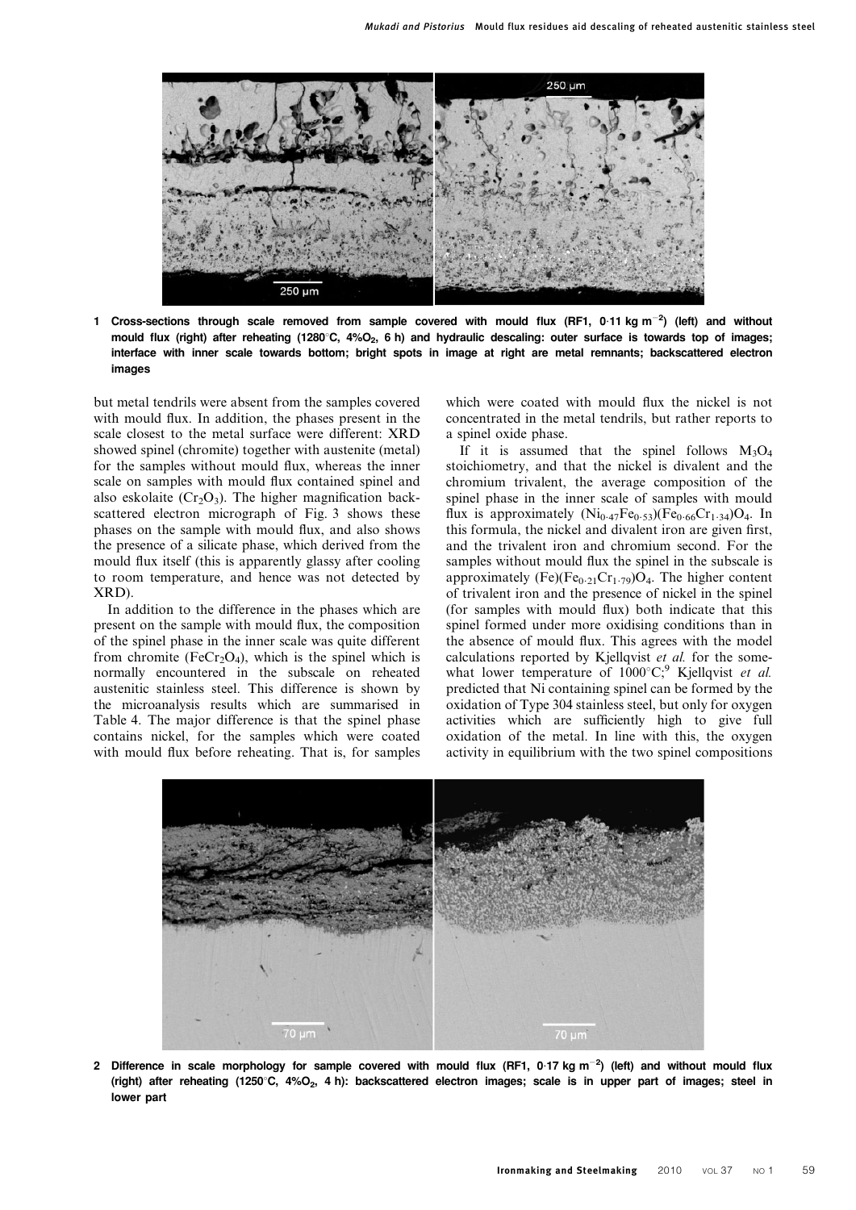1 Cross-sections through scale removed from sample covered with mould flux (RF1, 0·11 kg m$^{-2}$) (left) and without mould flux (right) after reheating (1280°C, 4%$O_2$, 6 h) and hydraulic descaling: outer surface is towards top of images; interface with inner scale towards bottom; bright spots in image at right are metal remnants; backscattered electron images

but metal tendrils were absent from the samples covered with mould flux. In addition, the phases present in the scale closest to the metal surface were different: XRD showed spinel (chromite) together with austenite (metal) for the samples without mould flux, whereas the inner scale on samples with mould flux contained spinel and also eskolaite ($Cr_2O_3$). The higher magnification backscattered electron micrograph of Fig. 3 shows these phases on the sample with mould flux, and also shows the presence of a silicate phase, which derived from the mould flux itself (this is apparently glassy after cooling to room temperature, and hence was not detected by XRD).

In addition to the difference in the phases which are present on the sample with mould flux, the composition of the spinel phase in the inner scale was quite different from chromite ($FeCr_2O_4$), which is the spinel which is normally encountered in the subscale on reheated austenitic stainless steel. This difference is shown by the microanalysis results which are summarised in Table 4. The major difference is that the spinel phase contains nickel, for the samples which were coated with mould flux before reheating. That is, for samples which were coated with mould flux the nickel is not concentrated in the metal tendrils, but rather reports to a spinel oxide phase.

If it is assumed that the spinel follows $M_3O_4$ stoichiometry, and that the nickel is divalent and the chromium trivalent, the average composition of the spinel phase in the inner scale of samples with mould flux is approximately $(Ni_{0 \cdot 47}Fe_{0 \cdot 53})(Fe_{0 \cdot 66}Cr_{1 \cdot 34})O_4$. In this formula, the nickel and divalent iron are given first, and the trivalent iron and chromium second. For the samples without mould flux the spinel in the subscale is approximately $(Fe)(Fe_{0 \cdot 21}Cr_{1 \cdot 79})O_4$. The higher content of trivalent iron and the presence of nickel in the spinel (for samples with mould flux) both indicate that this spinel formed under more oxidising conditions than in the absence of mould flux. This agrees with the model calculations reported by Kjellqvist *et al.* for the somewhat lower temperature of 1000°C;[9] Kjellqvist *et al.* predicted that Ni containing spinel can be formed by the oxidation of Type 304 stainless steel, but only for oxygen activities which are sufficiently high to give full oxidation of the metal. In line with this, the oxygen activity in equilibrium with the two spinel compositions

2 Difference in scale morphology for sample covered with mould flux (RF1, 0·17 kg m$^{-2}$) (left) and without mould flux (right) after reheating (1250°C, 4%$O_2$, 4 h): backscattered electron images; scale is in upper part of images; steel in lower part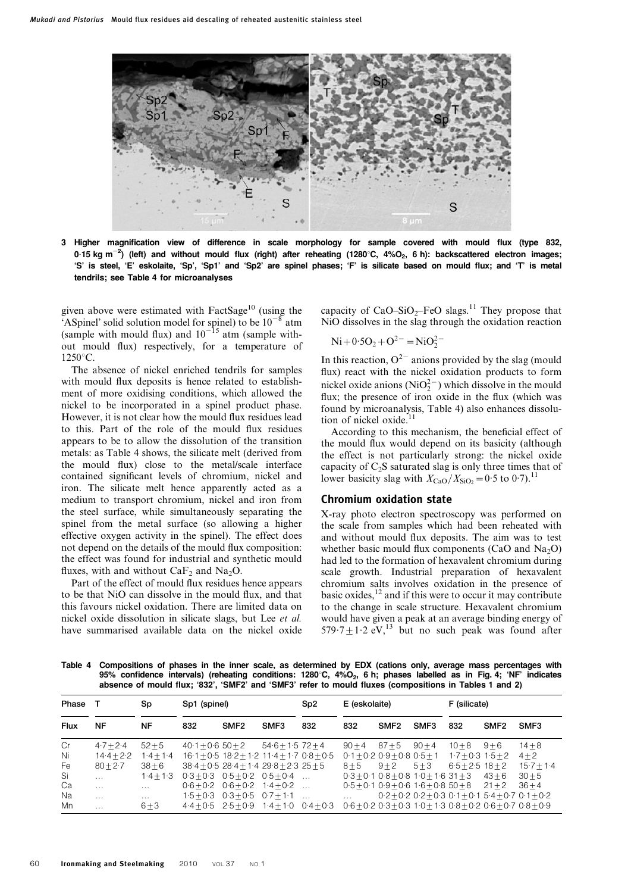3 Higher magnification view of difference in scale morphology for sample covered with mould flux (type 832, 0·15 kg m$^{-2}$) (left) and without mould flux (right) after reheating (1280°C, 4%$O_2$, 6 h): backscattered electron images; 'S' is steel, 'E' eskolaite, 'Sp', 'Sp1' and 'Sp2' are spinel phases; 'F' is silicate based on mould flux; and 'T' is metal tendrils; see Table 4 for microanalyses

given above were estimated with FactSage[10] (using the 'ASpinel' solid solution model for spinel) to be $10^{-8}$ atm (sample with mould flux) and $10^{-15}$ atm (sample without mould flux) respectively, for a temperature of 1250°C.

The absence of nickel enriched tendrils for samples with mould flux deposits is hence related to establishment of more oxidising conditions, which allowed the nickel to be incorporated in a spinel product phase. However, it is not clear how the mould flux residues lead to this. Part of the role of the mould flux residues appears to be to allow the dissolution of the transition metals: as Table 4 shows, the silicate melt (derived from the mould flux) close to the metal/scale interface contained significant levels of chromium, nickel and iron. The silicate melt hence apparently acted as a medium to transport chromium, nickel and iron from the steel surface, while simultaneously separating the spinel from the metal surface (so allowing a higher effective oxygen activity in the spinel). The effect does not depend on the details of the mould flux composition: the effect was found for industrial and synthetic mould fluxes, with and without $CaF_2$ and $Na_2O$.

Part of the effect of mould flux residues hence appears to be that NiO can dissolve in the mould flux, and that this favours nickel oxidation. There are limited data on nickel oxide dissolution in silicate slags, but Lee *et al.* have summarised available data on the nickel oxide capacity of CaO–$SiO_2$–FeO slags.[11] They propose that NiO dissolves in the slag through the oxidation reaction

$$Ni + 0{\cdot}5O_2 + O^{2-} = NiO_2^{2-}$$

In this reaction, $O^{2-}$ anions provided by the slag (mould flux) react with the nickel oxidation products to form nickel oxide anions ($NiO_2^{2-}$) which dissolve in the mould flux; the presence of iron oxide in the flux (which was found by microanalysis, Table 4) also enhances dissolution of nickel oxide.[11]

According to this mechanism, the beneficial effect of the mould flux would depend on its basicity (although the effect is not particularly strong: the nickel oxide capacity of $C_2S$ saturated slag is only three times that of lower basicity slag with $X_{CaO}/X_{SiO_2} = 0{\cdot}5$ to $0{\cdot}7$).[11]

## Chromium oxidation state

X-ray photo electron spectroscopy was performed on the scale from samples which had been reheated with and without mould flux deposits. The aim was to test whether basic mould flux components (CaO and $Na_2O$) had led to the formation of hexavalent chromium during scale growth. Industrial preparation of hexavalent chromium salts involves oxidation in the presence of basic oxides,[12] and if this were to occur it may contribute to the change in scale structure. Hexavalent chromium would have given a peak at an average binding energy of $579{\cdot}7 \pm 1{\cdot}2$ eV,[13] but no such peak was found after

Table 4 Compositions of phases in the inner scale, as determined by EDX (cations only, average mass percentages with 95% confidence intervals) (reheating conditions: 1280°C, 4%$O_2$, 6 h; phases labelled as in Fig. 4; 'NF' indicates absence of mould flux; '832', 'SMF2' and 'SMF3' refer to mould fluxes (compositions in Tables 1 and 2)

| Phase | T | Sp | Sp1 (spinel) | | | Sp2 | E (eskolaite) | | | F (silicate) | | |
|---|---|---|---|---|---|---|---|---|---|---|---|---|
| Flux | NF | NF | 832 | SMF2 | SMF3 | 832 | 832 | SMF2 | SMF3 | 832 | SMF2 | SMF3 |
| Cr | 4·7±2·4 | 52±5 | 40·1±0·6 | 50±2 | 54·6±1·5 | 72±4 | 90±4 | 87±5 | 90±4 | 10±8 | 9±6 | 14±8 |
| Ni | 14·4±2·2 | 1·4±1·4 | 16·1±0·5 | 18·2±1·2 | 11·4±1·7 | 0·8±0·5 | 0·1±0·2 | 0·9±0·8 | 0·5±1 | 1·7±0·3 | 1·5±2 | 4±2 |
| Fe | 80±2·7 | 38±6 | 38·4±0·5 | 28·4±1·4 | 29·8±2·3 | 25±5 | 8±5 | 9±2 | 5±3 | 6·5±2·5 | 18±2 | 15·7±1·4 |
| Si | … | 1·4±1·3 | 0·3±0·3 | 0·5±0·2 | 0·5±0·4 | … | 0·3±0·1 | 0·8±0·8 | 1·0±1·6 | 31±3 | 43±6 | 30±5 |
| Ca | … | … | 0·6±0·2 | 0·6±0·2 | 1·4±0·2 | … | 0·5±0·1 | 0·9±0·6 | 1·6±0·8 | 50±8 | 21±2 | 36±4 |
| Na | … | … | 1·5±0·3 | 0·3±0·5 | 0·7±1·1 | … | … | 0·2±0·2 | 0·2±0·3 | 0·1±0·1 | 5·4±0·7 | 0·1±0·2 |
| Mn | … | 6±3 | 4·4±0·5 | 2·5±0·9 | 1·4±1·0 | 0·4±0·3 | 0·6±0·2 | 0·3±0·3 | 1·0±1·3 | 0·8±0·2 | 0·6±0·7 | 0·8±0·9 |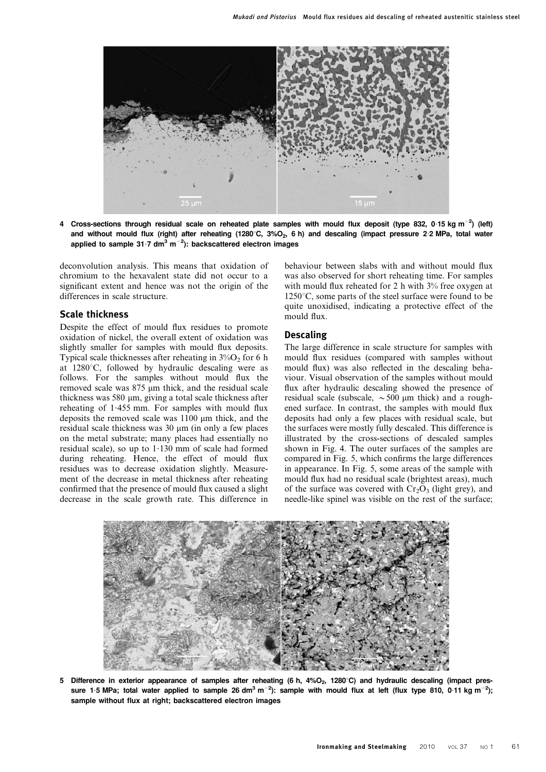4 Cross-sections through residual scale on reheated plate samples with mould flux deposit (type 832, 0·15 kg $m^{-2}$) (left) and without mould flux (right) after reheating (1280°C, 3%$O_2$, 6 h) and descaling (impact pressure 2·2 MPa, total water applied to sample 31·7 $dm^3$ $m^{-2}$): backscattered electron images

deconvolution analysis. This means that oxidation of chromium to the hexavalent state did not occur to a significant extent and hence was not the origin of the differences in scale structure.

## Scale thickness

Despite the effect of mould flux residues to promote oxidation of nickel, the overall extent of oxidation was slightly smaller for samples with mould flux deposits. Typical scale thicknesses after reheating in 3%$O_2$ for 6 h at 1280°C, followed by hydraulic descaling were as follows. For the samples without mould flux the removed scale was 875 μm thick, and the residual scale thickness was 580 μm, giving a total scale thickness after reheating of 1·455 mm. For samples with mould flux deposits the removed scale was 1100 μm thick, and the residual scale thickness was 30 μm (in only a few places on the metal substrate; many places had essentially no residual scale), so up to 1·130 mm of scale had formed during reheating. Hence, the effect of mould flux residues was to decrease oxidation slightly. Measurement of the decrease in metal thickness after reheating confirmed that the presence of mould flux caused a slight decrease in the scale growth rate. This difference in behaviour between slabs with and without mould flux was also observed for short reheating time. For samples with mould flux reheated for 2 h with 3% free oxygen at 1250°C, some parts of the steel surface were found to be quite unoxidised, indicating a protective effect of the mould flux.

## Descaling

The large difference in scale structure for samples with mould flux residues (compared with samples without mould flux) was also reflected in the descaling behaviour. Visual observation of the samples without mould flux after hydraulic descaling showed the presence of residual scale (subscale, ~500 μm thick) and a roughened surface. In contrast, the samples with mould flux deposits had only a few places with residual scale, but the surfaces were mostly fully descaled. This difference is illustrated by the cross-sections of descaled samples shown in Fig. 4. The outer surfaces of the samples are compared in Fig. 5, which confirms the large differences in appearance. In Fig. 5, some areas of the sample with mould flux had no residual scale (brightest areas), much of the surface was covered with $Cr_2O_3$ (light grey), and needle-like spinel was visible on the rest of the surface;

5 Difference in exterior appearance of samples after reheating (6 h, 4%$O_2$, 1280°C) and hydraulic descaling (impact pressure 1·5 MPa; total water applied to sample 26 $dm^3$ $m^{-2}$): sample with mould flux at left (flux type 810, 0·11 kg $m^{-2}$); sample without flux at right; backscattered electron images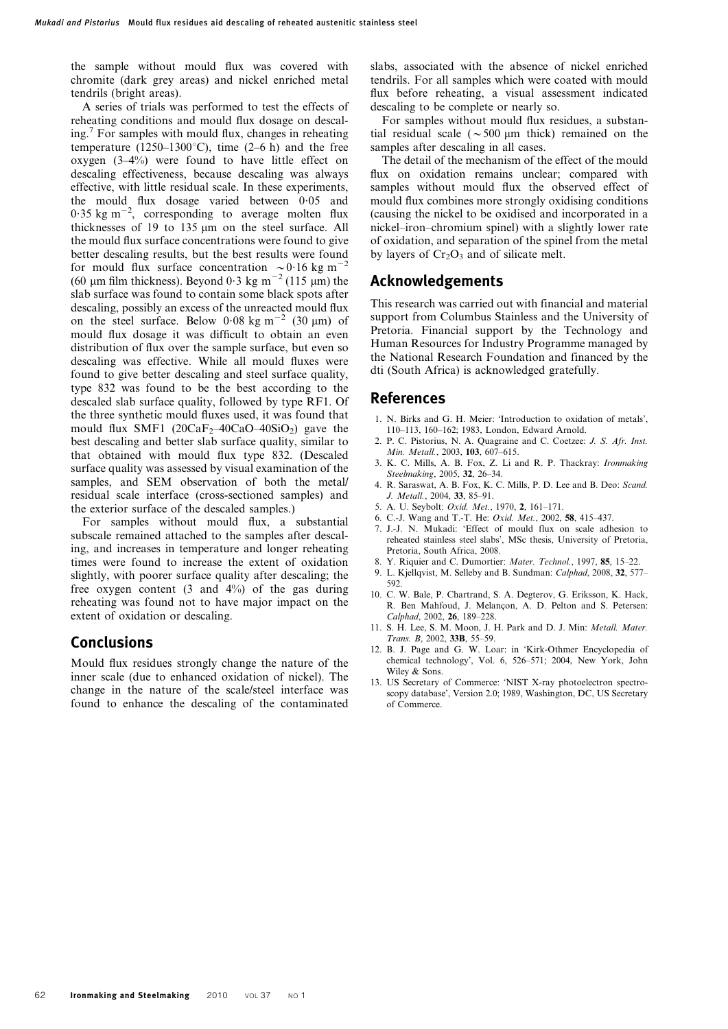the sample without mould flux was covered with chromite (dark grey areas) and nickel enriched metal tendrils (bright areas).

A series of trials was performed to test the effects of reheating conditions and mould flux dosage on descaling.[7] For samples with mould flux, changes in reheating temperature (1250–1300°C), time (2–6 h) and the free oxygen (3–4%) were found to have little effect on descaling effectiveness, because descaling was always effective, with little residual scale. In these experiments, the mould flux dosage varied between 0·05 and 0·35 kg $m^{-2}$, corresponding to average molten flux thicknesses of 19 to 135 μm on the steel surface. All the mould flux surface concentrations were found to give better descaling results, but the best results were found for mould flux surface concentration ~0·16 kg $m^{-2}$ (60 μm film thickness). Beyond 0·3 kg $m^{-2}$ (115 μm) the slab surface was found to contain some black spots after descaling, possibly an excess of the unreacted mould flux on the steel surface. Below 0·08 kg $m^{-2}$ (30 μm) of mould flux dosage it was difficult to obtain an even distribution of flux over the sample surface, but even so descaling was effective. While all mould fluxes were found to give better descaling and steel surface quality, type 832 was found to be the best according to the descaled slab surface quality, followed by type RF1. Of the three synthetic mould fluxes used, it was found that mould flux SMF1 ($20CaF_2$–40CaO–$40SiO_2$) gave the best descaling and better slab surface quality, similar to that obtained with mould flux type 832. (Descaled surface quality was assessed by visual examination of the samples, and SEM observation of both the metal/residual scale interface (cross-sectioned samples) and the exterior surface of the descaled samples.)

For samples without mould flux, a substantial subscale remained attached to the samples after descaling, and increases in temperature and longer reheating times were found to increase the extent of oxidation slightly, with poorer surface quality after descaling; the free oxygen content (3 and 4%) of the gas during reheating was found not to have major impact on the extent of oxidation or descaling.

## Conclusions

Mould flux residues strongly change the nature of the inner scale (due to enhanced oxidation of nickel). The change in the nature of the scale/steel interface was found to enhance the descaling of the contaminated slabs, associated with the absence of nickel enriched tendrils. For all samples which were coated with mould flux before reheating, a visual assessment indicated descaling to be complete or nearly so.

For samples without mould flux residues, a substantial residual scale (~500 μm thick) remained on the samples after descaling in all cases.

The detail of the mechanism of the effect of the mould flux on oxidation remains unclear; compared with samples without mould flux the observed effect of mould flux combines more strongly oxidising conditions (causing the nickel to be oxidised and incorporated in a nickel–iron–chromium spinel) with a slightly lower rate of oxidation, and separation of the spinel from the metal by layers of $Cr_2O_3$ and of silicate melt.

## Acknowledgements

This research was carried out with financial and material support from Columbus Stainless and the University of Pretoria. Financial support by the Technology and Human Resources for Industry Programme managed by the National Research Foundation and financed by the dti (South Africa) is acknowledged gratefully.

## References

1. N. Birks and G. H. Meier: 'Introduction to oxidation of metals', 110–113, 160–162; 1983, London, Edward Arnold.
2. P. C. Pistorius, N. A. Quagraine and C. Coetzee: *J. S. Afr. Inst. Min. Metall.*, 2003, **103**, 607–615.
3. K. C. Mills, A. B. Fox, Z. Li and R. P. Thackray: *Ironmaking Steelmaking*, 2005, **32**, 26–34.
4. R. Saraswat, A. B. Fox, K. C. Mills, P. D. Lee and B. Deo: *Scand. J. Metall.*, 2004, **33**, 85–91.
5. A. U. Seybolt: *Oxid. Met.*, 1970, **2**, 161–171.
6. C.-J. Wang and T.-T. He: *Oxid. Met.*, 2002, **58**, 415–437.
7. J.-J. N. Mukadi: 'Effect of mould flux on scale adhesion to reheated stainless steel slabs', MSc thesis, University of Pretoria, Pretoria, South Africa, 2008.
8. Y. Riquier and C. Dumortier: *Mater. Technol.*, 1997, **85**, 15–22.
9. L. Kjellqvist, M. Selleby and B. Sundman: *Calphad*, 2008, **32**, 577–592.
10. C. W. Bale, P. Chartrand, S. A. Degterov, G. Eriksson, K. Hack, R. Ben Mahfoud, J. Melançon, A. D. Pelton and S. Petersen: *Calphad*, 2002, **26**, 189–228.
11. S. H. Lee, S. M. Moon, J. H. Park and D. J. Min: *Metall. Mater. Trans. B*, 2002, **33B**, 55–59.
12. B. J. Page and G. W. Loar: in 'Kirk-Othmer Encyclopedia of chemical technology', Vol. 6, 526–571; 2004, New York, John Wiley & Sons.
13. US Secretary of Commerce: 'NIST X-ray photoelectron spectroscopy database', Version 2.0; 1989, Washington, DC, US Secretary of Commerce.